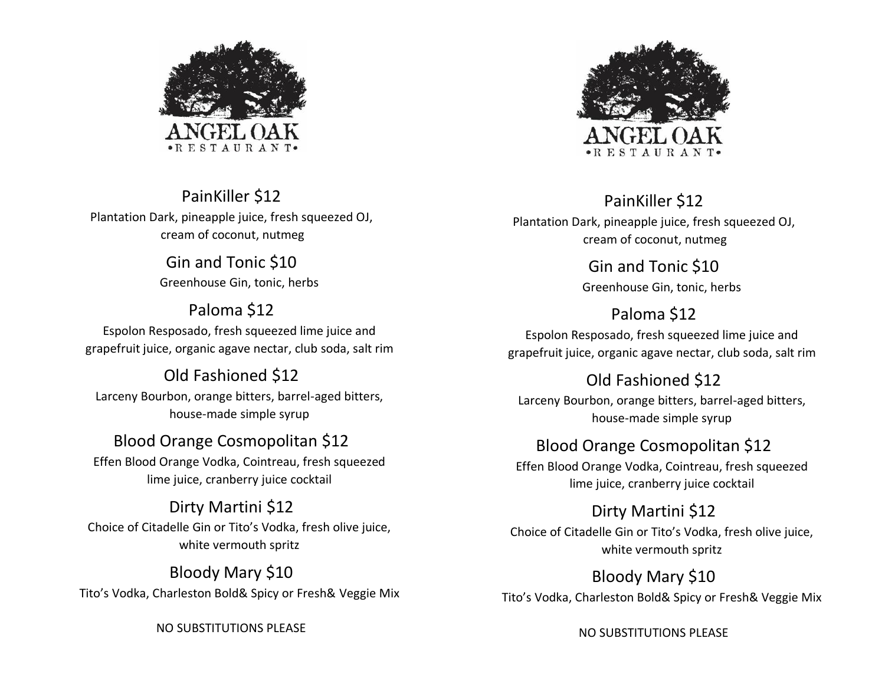# ANGEL OAK
•RESTAURANT•

## PainKiller $12
Plantation Dark, pineapple juice, fresh squeezed OJ, cream of coconut, nutmeg

## Gin and Tonic $10
Greenhouse Gin, tonic, herbs

## Paloma $12
Espolon Resposado, fresh squeezed lime juice and grapefruit juice, organic agave nectar, club soda, salt rim

## Old Fashioned $12
Larceny Bourbon, orange bitters, barrel-aged bitters, house-made simple syrup

## Blood Orange Cosmopolitan $12
Effen Blood Orange Vodka, Cointreau, fresh squeezed lime juice, cranberry juice cocktail

## Dirty Martini $12
Choice of Citadelle Gin or Tito's Vodka, fresh olive juice, white vermouth spritz

## Bloody Mary $10
Tito's Vodka, Charleston Bold& Spicy or Fresh& Veggie Mix

NO SUBSTITUTIONS PLEASE

# ANGEL OAK
•RESTAURANT•

## PainKiller $12
Plantation Dark, pineapple juice, fresh squeezed OJ, cream of coconut, nutmeg

## Gin and Tonic $10
Greenhouse Gin, tonic, herbs

## Paloma $12
Espolon Resposado, fresh squeezed lime juice and grapefruit juice, organic agave nectar, club soda, salt rim

## Old Fashioned $12
Larceny Bourbon, orange bitters, barrel-aged bitters, house-made simple syrup

## Blood Orange Cosmopolitan $12
Effen Blood Orange Vodka, Cointreau, fresh squeezed lime juice, cranberry juice cocktail

## Dirty Martini $12
Choice of Citadelle Gin or Tito's Vodka, fresh olive juice, white vermouth spritz

## Bloody Mary $10
Tito's Vodka, Charleston Bold& Spicy or Fresh& Veggie Mix

NO SUBSTITUTIONS PLEASE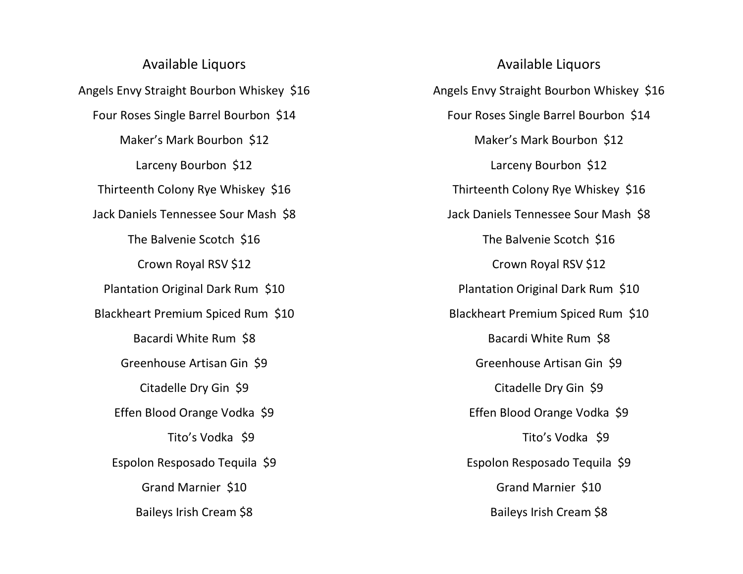## Available Liquors

Angels Envy Straight Bourbon Whiskey $16

Four Roses Single Barrel Bourbon $14

Maker's Mark Bourbon $12

Larceny Bourbon $12

Thirteenth Colony Rye Whiskey $16

Jack Daniels Tennessee Sour Mash $8

The Balvenie Scotch $16

Crown Royal RSV $12

Plantation Original Dark Rum $10

Blackheart Premium Spiced Rum $10

Bacardi White Rum $8

Greenhouse Artisan Gin $9

Citadelle Dry Gin $9

Effen Blood Orange Vodka $9

Tito's Vodka $9

Espolon Resposado Tequila $9

Grand Marnier $10

Baileys Irish Cream $8

## Available Liquors

Angels Envy Straight Bourbon Whiskey $16

Four Roses Single Barrel Bourbon $14

Maker's Mark Bourbon $12

Larceny Bourbon $12

Thirteenth Colony Rye Whiskey $16

Jack Daniels Tennessee Sour Mash $8

The Balvenie Scotch $16

Crown Royal RSV $12

Plantation Original Dark Rum $10

Blackheart Premium Spiced Rum $10

Bacardi White Rum $8

Greenhouse Artisan Gin $9

Citadelle Dry Gin $9

Effen Blood Orange Vodka $9

Tito's Vodka $9

Espolon Resposado Tequila $9

Grand Marnier $10

Baileys Irish Cream $8